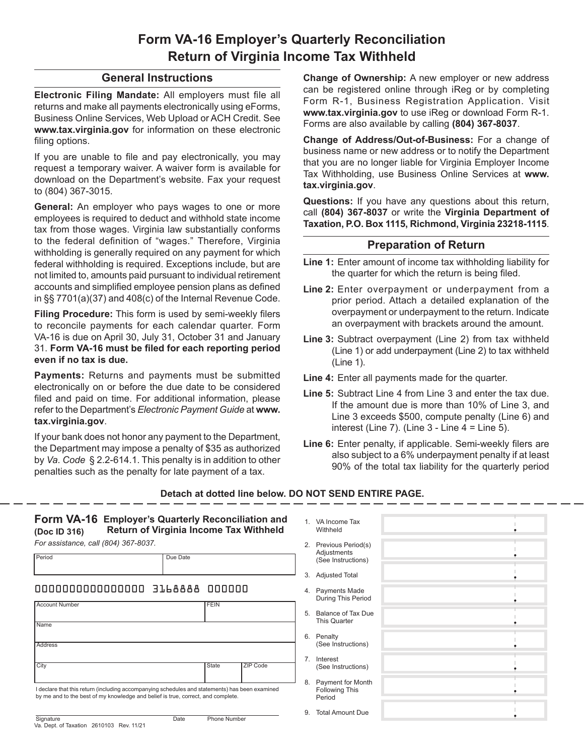# Form VA-16 Employer's Quarterly Reconciliation Return of Virginia Income Tax Withheld

## General Instructions

**Electronic Filing Mandate:** All employers must file all returns and make all payments electronically using eForms, Business Online Services, Web Upload or ACH Credit. See **www.tax.virginia.gov** for information on these electronic filing options.

If you are unable to file and pay electronically, you may request a temporary waiver. A waiver form is available for download on the Department's website. Fax your request to (804) 367-3015.

**General:** An employer who pays wages to one or more employees is required to deduct and withhold state income tax from those wages. Virginia law substantially conforms to the federal definition of "wages." Therefore, Virginia withholding is generally required on any payment for which federal withholding is required. Exceptions include, but are not limited to, amounts paid pursuant to individual retirement accounts and simplified employee pension plans as defined in §§ 7701(a)(37) and 408(c) of the Internal Revenue Code.

**Filing Procedure:** This form is used by semi-weekly filers to reconcile payments for each calendar quarter. Form VA-16 is due on April 30, July 31, October 31 and January 31. **Form VA-16 must be filed for each reporting period even if no tax is due.**

**Payments:** Returns and payments must be submitted electronically on or before the due date to be considered filed and paid on time. For additional information, please refer to the Department's *Electronic Payment Guide* at **www.tax.virginia.gov**.

If your bank does not honor any payment to the Department, the Department may impose a penalty of $35 as authorized by *Va. Code* § 2.2-614.1. This penalty is in addition to other penalties such as the penalty for late payment of a tax.

**Change of Ownership:** A new employer or new address can be registered online through iReg or by completing Form R-1, Business Registration Application. Visit **www.tax.virginia.gov** to use iReg or download Form R-1. Forms are also available by calling **(804) 367-8037**.

**Change of Address/Out-of-Business:** For a change of business name or new address or to notify the Department that you are no longer liable for Virginia Employer Income Tax Withholding, use Business Online Services at **www.tax.virginia.gov**.

**Questions:** If you have any questions about this return, call **(804) 367-8037** or write the **Virginia Department of Taxation, P.O. Box 1115, Richmond, Virginia 23218-1115**.

## Preparation of Return

**Line 1:** Enter amount of income tax withholding liability for the quarter for which the return is being filed.

**Line 2:** Enter overpayment or underpayment from a prior period. Attach a detailed explanation of the overpayment or underpayment to the return. Indicate an overpayment with brackets around the amount.

**Line 3:** Subtract overpayment (Line 2) from tax withheld (Line 1) or add underpayment (Line 2) to tax withheld (Line 1).

**Line 4:** Enter all payments made for the quarter.

**Line 5:** Subtract Line 4 from Line 3 and enter the tax due. If the amount due is more than 10% of Line 3, and Line 3 exceeds $500, compute penalty (Line 6) and interest (Line 7). (Line 3 - Line 4 = Line 5).

**Line 6:** Enter penalty, if applicable. Semi-weekly filers are also subject to a 6% underpayment penalty if at least 90% of the total tax liability for the quarterly period

**Detach at dotted line below. DO NOT SEND ENTIRE PAGE.**

---

**Form VA-16** **Employer's Quarterly Reconciliation and Return of Virginia Income Tax Withheld**
**(Doc ID 316)**

*For assistance, call (804) 367-8037.*

| Period | Due Date |
|---|---|
| | |

0000000000000000 3168888 000000

| Account Number | | FEIN |
|---|---|---|
| | | |
| Name | | |
| Address | | |
| City | State | ZIP Code |

I declare that this return (including accompanying schedules and statements) has been examined by me and to the best of my knowledge and belief is true, correct, and complete.

Signature &emsp; Date &emsp; Phone Number

| Line | Description | Amount |
|---|---|---|
| 1. | VA Income Tax Withheld | . |
| 2. | Previous Period(s) Adjustments (See Instructions) | . |
| 3. | Adjusted Total | . |
| 4. | Payments Made During This Period | . |
| 5. | Balance of Tax Due This Quarter | . |
| 6. | Penalty (See Instructions) | . |
| 7. | Interest (See Instructions) | . |
| 8. | Payment for Month Following This Period | . |
| 9. | Total Amount Due | . |

Va. Dept. of Taxation 2610103 Rev. 11/21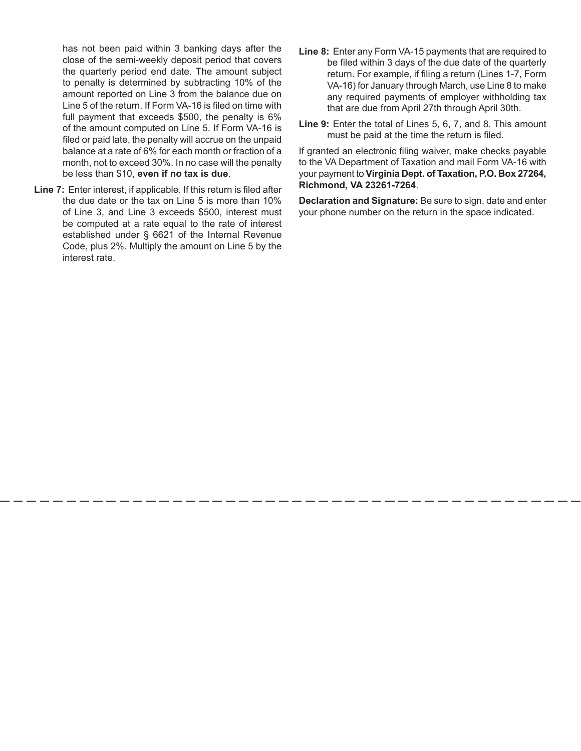has not been paid within 3 banking days after the close of the semi-weekly deposit period that covers the quarterly period end date. The amount subject to penalty is determined by subtracting 10% of the amount reported on Line 3 from the balance due on Line 5 of the return. If Form VA-16 is filed on time with full payment that exceeds $500, the penalty is 6% of the amount computed on Line 5. If Form VA-16 is filed or paid late, the penalty will accrue on the unpaid balance at a rate of 6% for each month or fraction of a month, not to exceed 30%. In no case will the penalty be less than $10, **even if no tax is due**.

**Line 7:** Enter interest, if applicable. If this return is filed after the due date or the tax on Line 5 is more than 10% of Line 3, and Line 3 exceeds $500, interest must be computed at a rate equal to the rate of interest established under § 6621 of the Internal Revenue Code, plus 2%. Multiply the amount on Line 5 by the interest rate.

**Line 8:** Enter any Form VA-15 payments that are required to be filed within 3 days of the due date of the quarterly return. For example, if filing a return (Lines 1-7, Form VA-16) for January through March, use Line 8 to make any required payments of employer withholding tax that are due from April 27th through April 30th.

**Line 9:** Enter the total of Lines 5, 6, 7, and 8. This amount must be paid at the time the return is filed.

If granted an electronic filing waiver, make checks payable to the VA Department of Taxation and mail Form VA-16 with your payment to **Virginia Dept. of Taxation, P.O. Box 27264, Richmond, VA 23261-7264**.

**Declaration and Signature:** Be sure to sign, date and enter your phone number on the return in the space indicated.